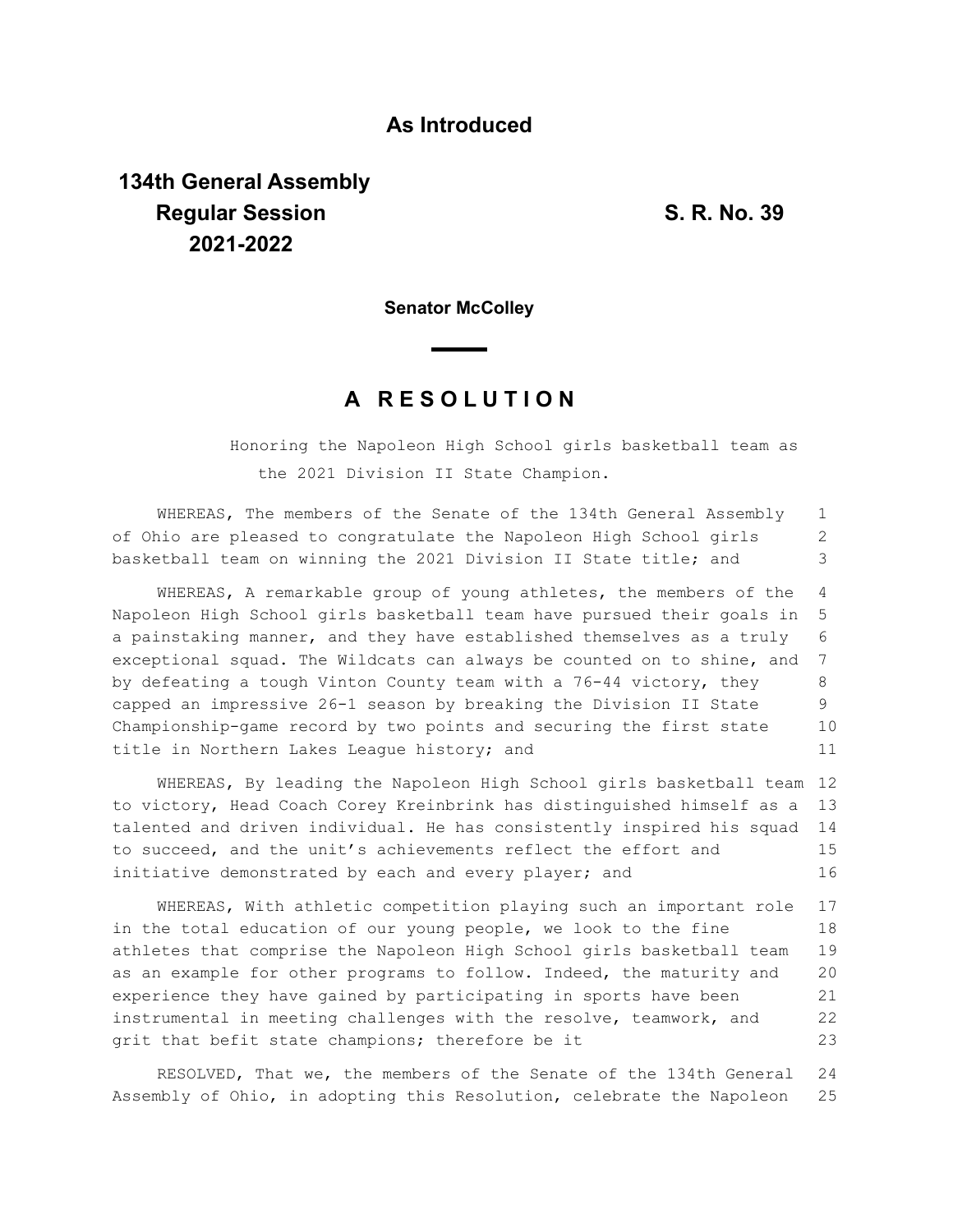**As Introduced**

**134th General Assembly**
**Regular Session**
**2021-2022**

**S. R. No. 39**

**Senator McColley**

# A R E S O L U T I O N

Honoring the Napoleon High School girls basketball team as the 2021 Division II State Champion.

WHEREAS, The members of the Senate of the 134th General Assembly of Ohio are pleased to congratulate the Napoleon High School girls basketball team on winning the 2021 Division II State title; and

WHEREAS, A remarkable group of young athletes, the members of the Napoleon High School girls basketball team have pursued their goals in a painstaking manner, and they have established themselves as a truly exceptional squad. The Wildcats can always be counted on to shine, and by defeating a tough Vinton County team with a 76-44 victory, they capped an impressive 26-1 season by breaking the Division II State Championship-game record by two points and securing the first state title in Northern Lakes League history; and

WHEREAS, By leading the Napoleon High School girls basketball team to victory, Head Coach Corey Kreinbrink has distinguished himself as a talented and driven individual. He has consistently inspired his squad to succeed, and the unit's achievements reflect the effort and initiative demonstrated by each and every player; and

WHEREAS, With athletic competition playing such an important role in the total education of our young people, we look to the fine athletes that comprise the Napoleon High School girls basketball team as an example for other programs to follow. Indeed, the maturity and experience they have gained by participating in sports have been instrumental in meeting challenges with the resolve, teamwork, and grit that befit state champions; therefore be it

RESOLVED, That we, the members of the Senate of the 134th General Assembly of Ohio, in adopting this Resolution, celebrate the Napoleon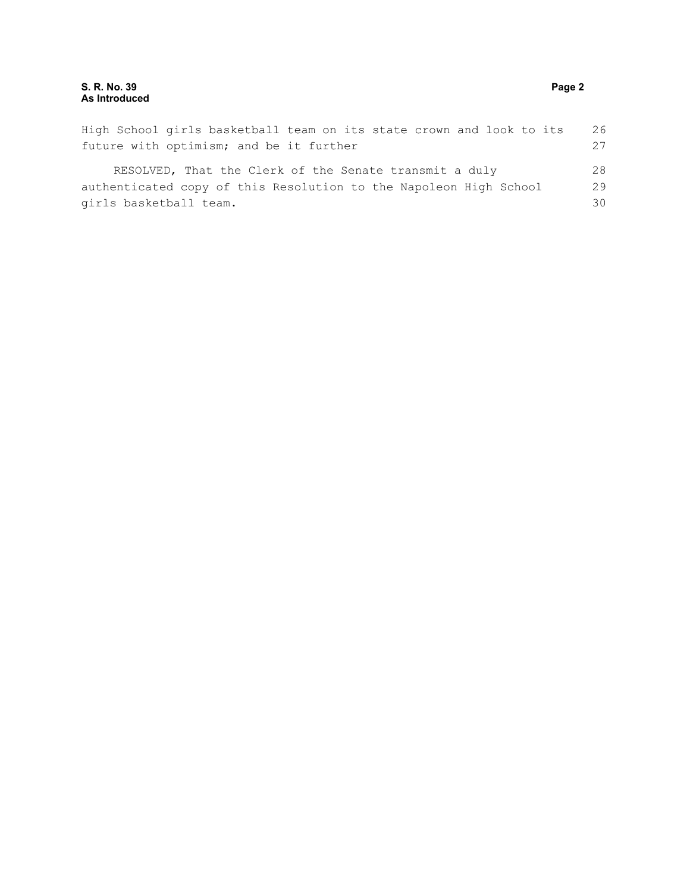High School girls basketball team on its state crown and look to its future with optimism; and be it further

RESOLVED, That the Clerk of the Senate transmit a duly authenticated copy of this Resolution to the Napoleon High School girls basketball team.